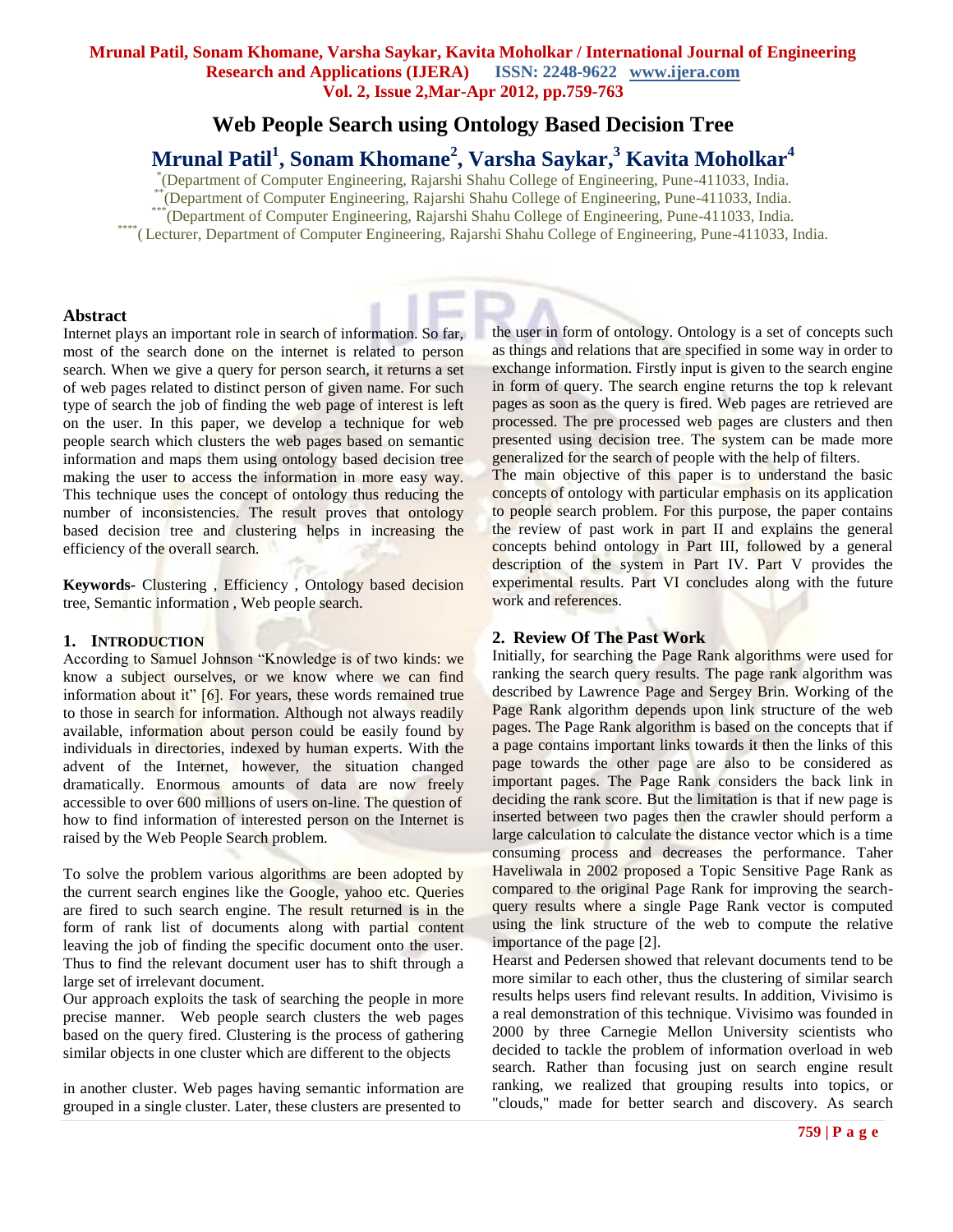# Web People Search using Ontology Based Decision Tree

## Mrunal Patil[1], Sonam Khomane[2], Varsha Saykar,[3] Kavita Moholkar[4]

[*](Department of Computer Engineering, Rajarshi Shahu College of Engineering, Pune-411033, India.
[**](Department of Computer Engineering, Rajarshi Shahu College of Engineering, Pune-411033, India.
[***](Department of Computer Engineering, Rajarshi Shahu College of Engineering, Pune-411033, India.
[****]( Lecturer, Department of Computer Engineering, Rajarshi Shahu College of Engineering, Pune-411033, India.

### Abstract

Internet plays an important role in search of information. So far, most of the search done on the internet is related to person search. When we give a query for person search, it returns a set of web pages related to distinct person of given name. For such type of search the job of finding the web page of interest is left on the user. In this paper, we develop a technique for web people search which clusters the web pages based on semantic information and maps them using ontology based decision tree making the user to access the information in more easy way. This technique uses the concept of ontology thus reducing the number of inconsistencies. The result proves that ontology based decision tree and clustering helps in increasing the efficiency of the overall search.

**Keywords-** Clustering , Efficiency , Ontology based decision tree, Semantic information , Web people search.

### 1. INTRODUCTION

According to Samuel Johnson "Knowledge is of two kinds: we know a subject ourselves, or we know where we can find information about it" [6]. For years, these words remained true to those in search for information. Although not always readily available, information about person could be easily found by individuals in directories, indexed by human experts. With the advent of the Internet, however, the situation changed dramatically. Enormous amounts of data are now freely accessible to over 600 millions of users on-line. The question of how to find information of interested person on the Internet is raised by the Web People Search problem.

To solve the problem various algorithms are been adopted by the current search engines like the Google, yahoo etc. Queries are fired to such search engine. The result returned is in the form of rank list of documents along with partial content leaving the job of finding the specific document onto the user. Thus to find the relevant document user has to shift through a large set of irrelevant document.

Our approach exploits the task of searching the people in more precise manner. Web people search clusters the web pages based on the query fired. Clustering is the process of gathering similar objects in one cluster which are different to the objects in another cluster. Web pages having semantic information are grouped in a single cluster. Later, these clusters are presented to the user in form of ontology. Ontology is a set of concepts such as things and relations that are specified in some way in order to exchange information. Firstly input is given to the search engine in form of query. The search engine returns the top k relevant pages as soon as the query is fired. Web pages are retrieved are processed. The pre processed web pages are clusters and then presented using decision tree. The system can be made more generalized for the search of people with the help of filters.

The main objective of this paper is to understand the basic concepts of ontology with particular emphasis on its application to people search problem. For this purpose, the paper contains the review of past work in part II and explains the general concepts behind ontology in Part III, followed by a general description of the system in Part IV. Part V provides the experimental results. Part VI concludes along with the future work and references.

### 2. Review Of The Past Work

Initially, for searching the Page Rank algorithms were used for ranking the search query results. The page rank algorithm was described by Lawrence Page and Sergey Brin. Working of the Page Rank algorithm depends upon link structure of the web pages. The Page Rank algorithm is based on the concepts that if a page contains important links towards it then the links of this page towards the other page are also to be considered as important pages. The Page Rank considers the back link in deciding the rank score. But the limitation is that if new page is inserted between two pages then the crawler should perform a large calculation to calculate the distance vector which is a time consuming process and decreases the performance. Taher Haveliwala in 2002 proposed a Topic Sensitive Page Rank as compared to the original Page Rank for improving the search-query results where a single Page Rank vector is computed using the link structure of the web to compute the relative importance of the page [2].

Hearst and Pedersen showed that relevant documents tend to be more similar to each other, thus the clustering of similar search results helps users find relevant results. In addition, Vivisimo is a real demonstration of this technique. Vivisimo was founded in 2000 by three Carnegie Mellon University scientists who decided to tackle the problem of information overload in web search. Rather than focusing just on search engine result ranking, we realized that grouping results into topics, or "clouds," made for better search and discovery. As search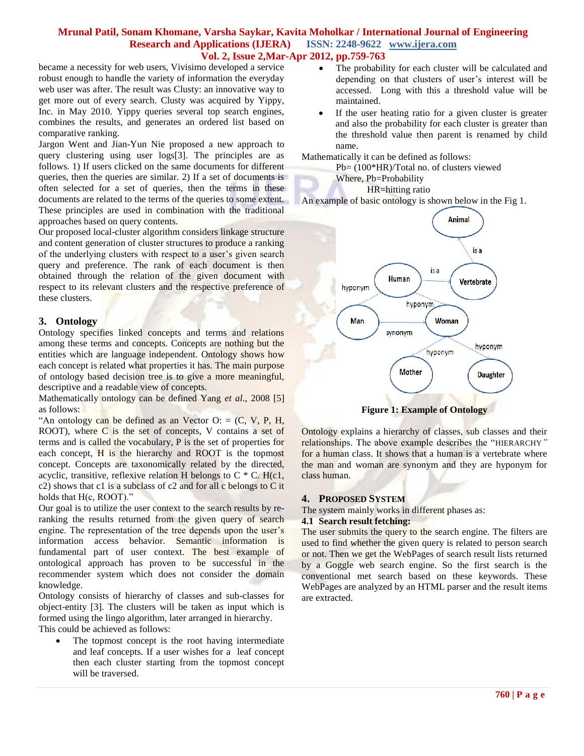became a necessity for web users, Vivisimo developed a service robust enough to handle the variety of information the everyday web user was after. The result was Clusty: an innovative way to get more out of every search. Clusty was acquired by Yippy, Inc. in May 2010. Yippy queries several top search engines, combines the results, and generates an ordered list based on comparative ranking.

Jargon Went and Jian-Yun Nie proposed a new approach to query clustering using user logs[3]. The principles are as follows. 1) If users clicked on the same documents for different queries, then the queries are similar. 2) If a set of documents is often selected for a set of queries, then the terms in these documents are related to the terms of the queries to some extent. These principles are used in combination with the traditional approaches based on query contents.

Our proposed local-cluster algorithm considers linkage structure and content generation of cluster structures to produce a ranking of the underlying clusters with respect to a user's given search query and preference. The rank of each document is then obtained through the relation of the given document with respect to its relevant clusters and the respective preference of these clusters.

## 3. Ontology

Ontology specifies linked concepts and terms and relations among these terms and concepts. Concepts are nothing but the entities which are language independent. Ontology shows how each concept is related with what properties it has. The main purpose of ontology based decision tree is to give a more meaningful, descriptive and a readable view of concepts.

Mathematically ontology can be defined Yang *et al*., 2008 [5] as follows:

"An ontology can be defined as an Vector O: = (C, V, P, H, ROOT), where C is the set of concepts, V contains a set of terms and is called the vocabulary, P is the set of properties for each concept, H is the hierarchy and ROOT is the topmost concept. Concepts are taxonomically related by the directed, acyclic, transitive, reflexive relation H belongs to C * C. H(c1, c2) shows that c1 is a subclass of c2 and for all c belongs to C it holds that H(c, ROOT)."

Our goal is to utilize the user context to the search results by re-ranking the results returned from the given query of search engine. The representation of the tree depends upon the user's information access behavior. Semantic information is fundamental part of user context. The best example of ontological approach has proven to be successful in the recommender system which does not consider the domain knowledge.

Ontology consists of hierarchy of classes and sub-classes for object-entity [3]. The clusters will be taken as input which is formed using the lingo algorithm, later arranged in hierarchy. This could be achieved as follows:

- The topmost concept is the root having intermediate and leaf concepts. If a user wishes for a leaf concept then each cluster starting from the topmost concept will be traversed.
- The probability for each cluster will be calculated and depending on that clusters of user's interest will be accessed. Long with this a threshold value will be maintained.
- If the user heating ratio for a given cluster is greater and also the probability for each cluster is greater than the threshold value then parent is renamed by child name.

Mathematically it can be defined as follows:

Pb= (100*HR)/Total no. of clusters viewed

Where, Pb=Probability

HR=hitting ratio

An example of basic ontology is shown below in the Fig 1.

Animal
is a
Human
is a
Vertebrate
hyponym
hyponym
Man
Woman
synonym
hyponym
hyponym
Mother
Daughter

**Figure 1: Example of Ontology**

Ontology explains a hierarchy of classes, sub classes and their relationships. The above example describes the "HIERARCHY" for a human class. It shows that a human is a vertebrate where the man and woman are synonym and they are hyponym for class human.

## 4. Proposed System

The system mainly works in different phases as:

### 4.1 Search result fetching:

The user submits the query to the search engine. The filters are used to find whether the given query is related to person search or not. Then we get the WebPages of search result lists returned by a Goggle web search engine. So the first search is the conventional met search based on these keywords. These WebPages are analyzed by an HTML parser and the result items are extracted.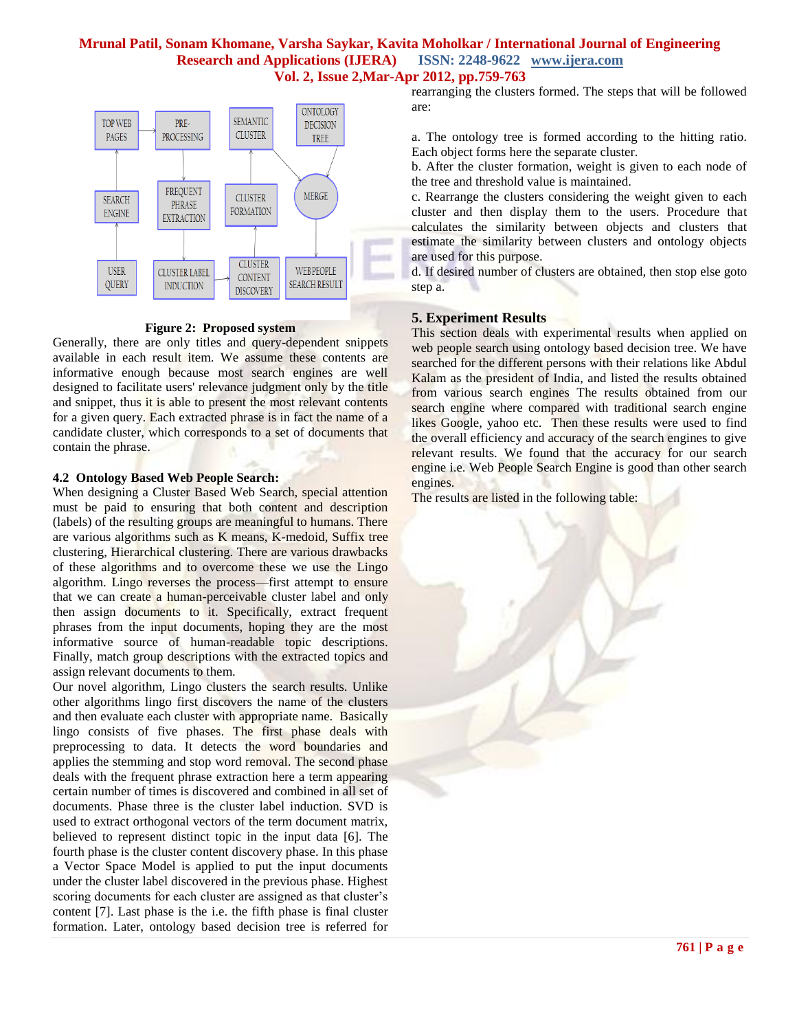TOP WEB PAGES

PRE-PROCESSING

SEMANTIC CLUSTER

ONTOLOGY DECISION TREE

SEARCH ENGINE

FREQUENT PHRASE EXTRACTION

CLUSTER FORMATION

MERGE

USER QUERY

CLUSTER LABEL INDUCTION

CLUSTER CONTENT DISCOVERY

WEB PEOPLE SEARCH RESULT

**Figure 2: Proposed system**

Generally, there are only titles and query-dependent snippets available in each result item. We assume these contents are informative enough because most search engines are well designed to facilitate users' relevance judgment only by the title and snippet, thus it is able to present the most relevant contents for a given query. Each extracted phrase is in fact the name of a candidate cluster, which corresponds to a set of documents that contain the phrase.

### 4.2 Ontology Based Web People Search:

When designing a Cluster Based Web Search, special attention must be paid to ensuring that both content and description (labels) of the resulting groups are meaningful to humans. There are various algorithms such as K means, K-medoid, Suffix tree clustering, Hierarchical clustering. There are various drawbacks of these algorithms and to overcome these we use the Lingo algorithm. Lingo reverses the process—first attempt to ensure that we can create a human-perceivable cluster label and only then assign documents to it. Specifically, extract frequent phrases from the input documents, hoping they are the most informative source of human-readable topic descriptions. Finally, match group descriptions with the extracted topics and assign relevant documents to them.

Our novel algorithm, Lingo clusters the search results. Unlike other algorithms lingo first discovers the name of the clusters and then evaluate each cluster with appropriate name. Basically lingo consists of five phases. The first phase deals with preprocessing to data. It detects the word boundaries and applies the stemming and stop word removal. The second phase deals with the frequent phrase extraction here a term appearing certain number of times is discovered and combined in all set of documents. Phase three is the cluster label induction. SVD is used to extract orthogonal vectors of the term document matrix, believed to represent distinct topic in the input data [6]. The fourth phase is the cluster content discovery phase. In this phase a Vector Space Model is applied to put the input documents under the cluster label discovered in the previous phase. Highest scoring documents for each cluster are assigned as that cluster's content [7]. Last phase is the i.e. the fifth phase is final cluster formation. Later, ontology based decision tree is referred for rearranging the clusters formed. The steps that will be followed are:

a. The ontology tree is formed according to the hitting ratio. Each object forms here the separate cluster.
b. After the cluster formation, weight is given to each node of the tree and threshold value is maintained.
c. Rearrange the clusters considering the weight given to each cluster and then display them to the users. Procedure that calculates the similarity between objects and clusters that estimate the similarity between clusters and ontology objects are used for this purpose.
d. If desired number of clusters are obtained, then stop else goto step a.

## 5. Experiment Results

This section deals with experimental results when applied on web people search using ontology based decision tree. We have searched for the different persons with their relations like Abdul Kalam as the president of India, and listed the results obtained from various search engines The results obtained from our search engine where compared with traditional search engine likes Google, yahoo etc. Then these results were used to find the overall efficiency and accuracy of the search engines to give relevant results. We found that the accuracy for our search engine i.e. Web People Search Engine is good than other search engines.

The results are listed in the following table: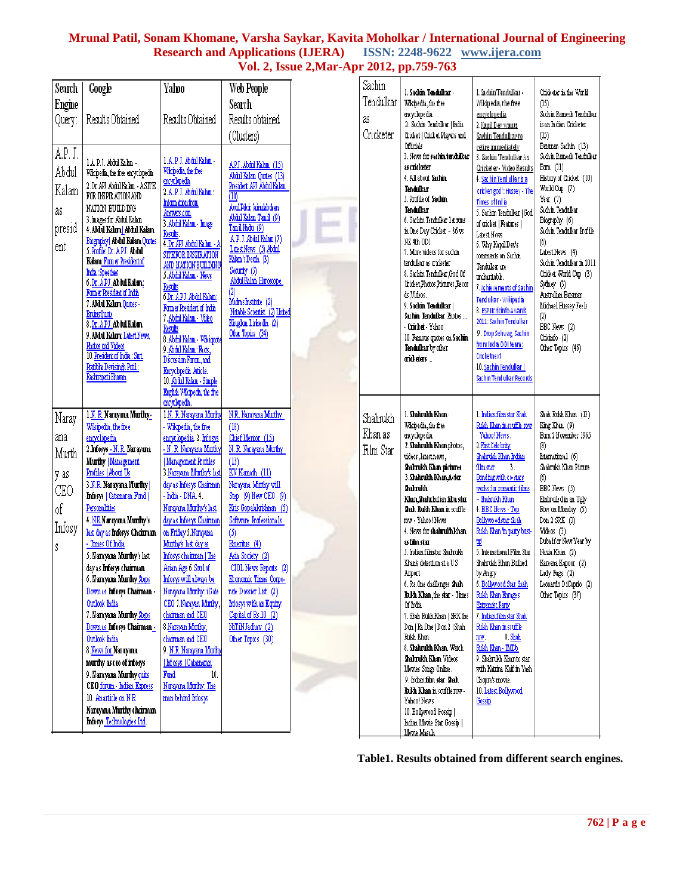| Search Engine Query: | Google Results Obtained | Yahoo Results Obtained | Web People Search Results obtained (Clusters) |
|---|---|---|---|
| A.P. J. Abdul Kalam as president | 1.A.P.J. Abdul Kalam - Wikipedia, the free encyclopedia 2.Dr APJ Abdul Kalam - ASITE FOR INSPIRATION AND NATION BUILDING 3.Images for Abdul Kalam 4.Abdul Kalam \| Abdul Kalam Biography \| Abdul Kalam Quotes 5.Profile: Dr. A.P.J. Abdul Kalam Former President of India : Speeches 6.Dr. A.P.J. Abdul Kalam: Former President of India 7.Abdul Kalam Quotes - BrainyQuote 8.Dr. A.P.J. Abdul Kalam 9.Abdul Kalam Latest News, Photos and Videos 10.President of India : Smt. Pratibha Devisingh Patil : Rashtrapati Bhavan | 1.A.P.J. Abdul Kalam - Wikipedia, the free encyclopedia 2.A.P.J. Abdul Kalam: Information from Answers.com 3.Abdul Kalam - Image Results 4.Dr APJ Abdul Kalam - A SITE FOR INSPIRATION AND NATION BUILDING 5.Abdul Kalam - News Results 6.Dr. A.P.J. Abdul Kalam: Former President of India 7.Abdul Kalam - Video Results 8.Abdul Kalam - Wikiquote 9.Abdul Kalam: Facts, Discussion Forum, and Encyclopedia Article. 10.Abdul Kalam - Simple English Wikipedia, the free encyclopedia. | APJ Abdul Kalam (15) Abdul Kalam Quotes (13) President APJ Abdul Kalam (10) Avul Pakir Jainulabdeen Abdul Kalam Tamil (9) Tamil Nadu (9) A.P.J. Abdul Kalam (7) Latest News (5) Abdul Kalam's Death (3) Security (3) Abdul Kalam Horoscope (2) Madras Institute (2) Notable Scientist (2) United Kingdom LinkedIn (2) Other Topics (34) |
| Narayana Murthy as CEO of Infosys | 1.N.R. Narayana Murthy - Wikipedia, the free encyclopedia 2.Infosys - N.R. Narayana Murthy \| Management Profiles \| About Us 3.N.R. Narayana Murthy \| Infosys \| Catamaran Fund \| Personalities 4.NR Narayana Murthy's last day as Infosys Chairman - Times Of India 5.Narayana Murthy's last day as Infosys chairman 6.Narayana Murthy Steps Down as Infosys Chairman - Outlook India 7.Narayana Murthy Steps Down as Infosys Chairman - Outlook India 8.News for Narayana murthy as ceo of infosys 9.Narayana Murthy quits CEO forum - Indian Express 10.An article on NR Narayana Murthy chairman Infosys Technologies Ltd | 1.N.R. Narayana Murthy - Wikipedia, the free encyclopedia 2.Infosys - N.R. Narayana Murthy \| Management Profiles 3.Narayana Murthy's last day as Infosys Chairman - India - DNA 4.Narayana Murthy's last day as Infosys Chairman on Friday 5.Narayana Murthy's last day as Infosys chairman \| The Asian Age 6.Soul of Infosys will always be Narayana Murthy: iGate CEO 7.Narayan Murthy, chairman and CEO 8.Narayan Murthy, chairman and CEO 9.N.R. Narayana Murthy \| Infosys \| Catamaran Fund 10. Narayana Murthy: The man behind Infosys | N.R. Narayana Murthy (18) Chief Mentor (15) N.R. Narayana Murthy (13) KV Kamath (11) Narayana Murthy will Step (9) New CEO (9) Kris Gopalakrishnan (5) Software Professionals (5) Emeritus (4) Asia Society (2) CIOL News Reports (2) Economic Times Corporate Dossier List (2) Infosys with an Equity Capital of Rs 10 (2) NITIN Jadhav (2) Other Topics (30) |
| Sachin Tendulkar as Cricketer | 1.Sachin Tendulkar - Wikipedia, the free encyclopedia 2.Sachin Tendulkar \| India Cricket \| Cricket Players and Officials 3.News for sachin tendulkar as cricketer 4.All about Sachin Tendulkar 5.Profile of Sachin Tendulkar 6.Sachin Tendulkar 1st runs in One Day Cricket -- 36 vs NZ 4th ODI 7.More videos for sachin tendulkar as cricketer 8.Sachin Tendulkar God Of Cricket Photos, Pictures, Records, Videos. 9.Sachin Tendulkar \| Sachin Tendulkar Photos ... - Cricket - Yahoo 10.Famous quotes on Sachin Tendulkar by other cricketers ... | 1.Sachin Tendulkar - Wikipedia, the free encyclopedia 2.Kapil Dev wants Sachin Tendulkar to retire immediately 3.Sachin Tendulkar As Cricketer - Video Results 4.Sachin Tendulkar is a cricket god': Hussey - The Times of India 5.Sachin Tendulkar \| God of cricket \| Features \| Latest News 6.Why Kapil Dev's comments on Sachin Tendulkar are uncharitable. 7.Achievements of Sachin Tendulkar - Wikipedia 8.ESPNcricinfo Awards 2011: Sachin Tendulkar 9.Drop Sehwag, Sachin from India ODI team: Cricketnext 10.Sachin Tendulkar \| Sachin Tendulkar Records | Cricketer in the World (15) Sachin Ramesh Tendulkar is an Indian Cricketer (15) Batsman Sachin (13) Sachin Ramesh Tendulkar Born (11) History of Cricket (10) World Cup (7) Year (7) Sachin Tendulkar Biography (6) Sachin Tendulkar Profile (6) Latest News (4) Sachin Tendulkar in 2011 Cricket World Cup (3) Sydney (3) Australian Batsman Michael Hussey Feels (2) BBC News (2) Cricinfo (2) Other Topics (46) |
| Shahrukh Khan as Film Star | 1.Shahrukh Khan - Wikipedia, the free encyclopedia 2.Shahrukh Khan photos, videos, latest news, Shahrukh Khan pictures 3.Shahrukh Khan,Actor Shahrukh Khan,Shahrukh Indian film star Shah Rukh Khan in scuffle row - Yahoo! News 4.News for shahrukh khan as film star 5.Indian filmstar Shahrukh Khan's detention at US Airport 6.Ra.One challenger Shah Rukh Khan, the star - Times Of India 7.Shah Rukh Khan \| SRK the Don \| Ra One \| Don 2 \| Shah Rukh Khan 8.Shahrukh Khan. Watch Shahrukh Khan Videos Movies Songs Online. 9.Indian film star Shah Rukh Khan in scuffle row - Yahoo! News 10.Bollywood Gossip \| Indian Movie Star Gossip \| Movie Masala | 1.Indian film star Shah Rukh Khan in scuffle row - Yahoo! News. 2.First Celebrity: Shahrukh Khan Indian film star 3. Bonding with co-stars works for romantic films - Shahrukh Khan 4.BBC News - Top Bollywood Star Shah Rukh Khan 'in party bust-up' 5.International Film Star Shahrukh Khan Bullied by Angry 6.Bollywood Star Shah Rukh Khan Enrages Extremist Party 7.Indian film star Shah Rukh Khan in scuffle row. 8.Shah Rukh Khan - IMDb 9.Shahrukh Khan to star with Katrina Kaif in Yash Chopra's movie. 10.Latest Bollywood Gossip | Shah Rukh Khan (13) King Khan (9) Born 2 November 1965 (8) International (6) Shahrukh Khan Picture (6) BBC News (5) Embroiled in an Ugly Row on Monday (5) Don 2 SRK (3) Videos (3) Dubai for New Year by Nazia Khan (2) Kareena Kapoor (2) Lady Gaga (2) Leonardo DiCaprio (2) Other Topics (37) |

**Table1. Results obtained from different search engines.**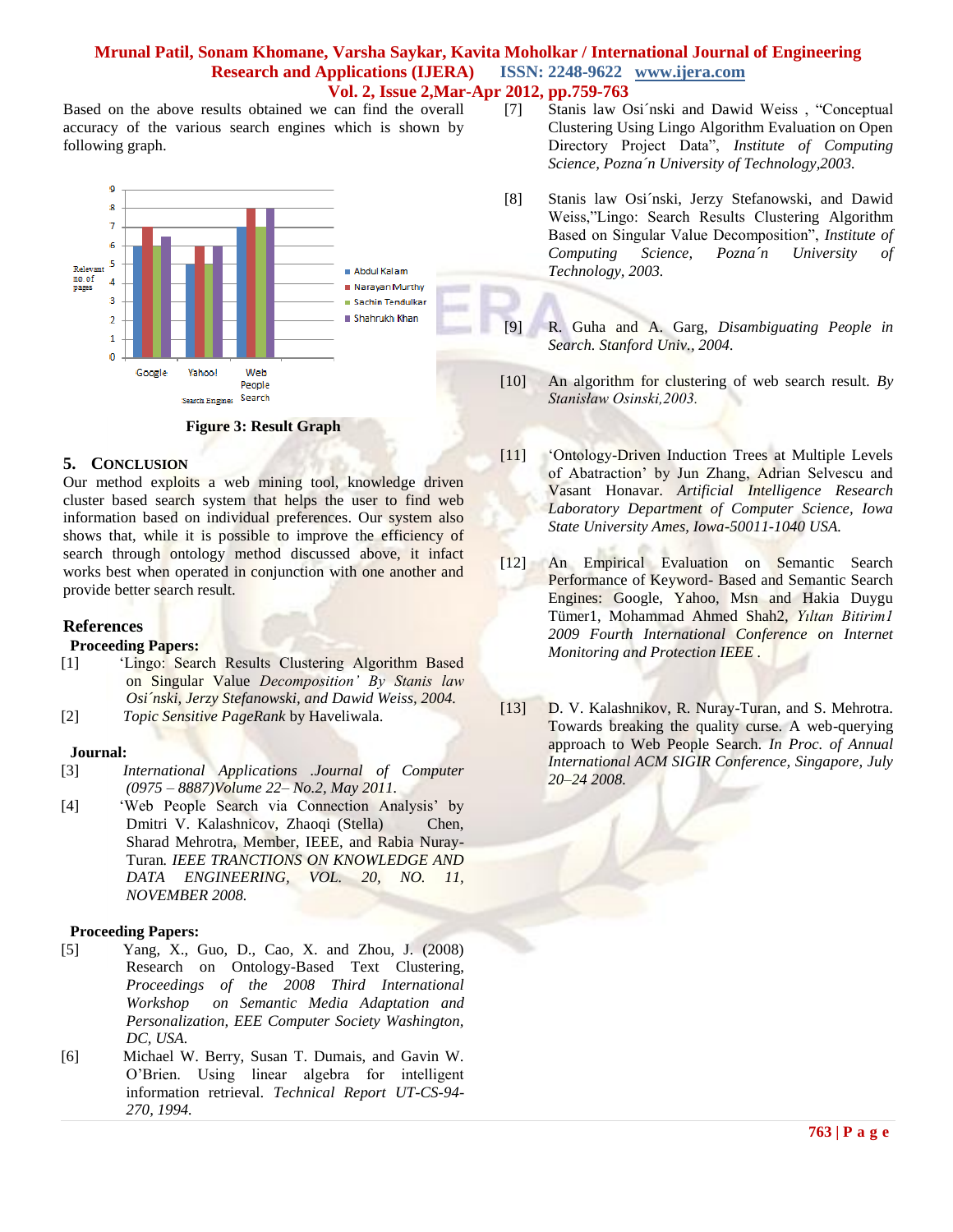Based on the above results obtained we can find the overall accuracy of the various search engines which is shown by following graph.

9
8
7
6
5
4
3
2
1
0

Relevant no. of pages

Google
Yahoo!
Web People Search

Search Engines

Abdul Kalam
Narayan Murthy
Sachin Tendulkar
Shahrukh Khan

**Figure 3: Result Graph**

## 5. CONCLUSION

Our method exploits a web mining tool, knowledge driven cluster based search system that helps the user to find web information based on individual preferences. Our system also shows that, while it is possible to improve the efficiency of search through ontology method discussed above, it infact works best when operated in conjunction with one another and provide better search result.

## References

**Proceeding Papers:**

[1] 'Lingo: Search Results Clustering Algorithm Based on Singular Value *Decomposition' By Stanis law Osi´nski, Jerzy Stefanowski, and Dawid Weiss, 2004.*

[2] *Topic Sensitive PageRank* by Haveliwala.

**Journal:**

[3] *International Applications .Journal of Computer (0975 – 8887)Volume 22– No.2, May 2011.*

[4] 'Web People Search via Connection Analysis' by Dmitri V. Kalashnicov, Zhaoqi (Stella) Chen, Sharad Mehrotra, Member, IEEE, and Rabia Nuray-Turan. *IEEE TRANCTIONS ON KNOWLEDGE AND DATA ENGINEERING, VOL. 20, NO. 11, NOVEMBER 2008.*

**Proceeding Papers:**

[5] Yang, X., Guo, D., Cao, X. and Zhou, J. (2008) Research on Ontology-Based Text Clustering, *Proceedings of the 2008 Third International Workshop on Semantic Media Adaptation and Personalization, EEE Computer Society Washington, DC, USA.*

[6] Michael W. Berry, Susan T. Dumais, and Gavin W. O'Brien. Using linear algebra for intelligent information retrieval. *Technical Report UT-CS-94-270, 1994.*

[7] Stanis law Osi´nski and Dawid Weiss , "Conceptual Clustering Using Lingo Algorithm Evaluation on Open Directory Project Data", *Institute of Computing Science, Pozna´n University of Technology,2003.*

[8] Stanis law Osi´nski, Jerzy Stefanowski, and Dawid Weiss,"Lingo: Search Results Clustering Algorithm Based on Singular Value Decomposition", *Institute of Computing Science, Pozna´n University of Technology, 2003.*

[9] R. Guha and A. Garg, *Disambiguating People in Search. Stanford Univ., 2004.*

[10] An algorithm for clustering of web search result. *By Stanisław Osinski,2003.*

[11] 'Ontology-Driven Induction Trees at Multiple Levels of Abatraction' by Jun Zhang, Adrian Selvescu and Vasant Honavar. *Artificial Intelligence Research Laboratory Department of Computer Science, Iowa State University Ames, Iowa-50011-1040 USA.*

[12] An Empirical Evaluation on Semantic Search Performance of Keyword- Based and Semantic Search Engines: Google, Yahoo, Msn and Hakia Duygu Tümer1, Mohammad Ahmed Shah2, *Yıltan Bitirim1 2009 Fourth International Conference on Internet Monitoring and Protection IEEE .*

[13] D. V. Kalashnikov, R. Nuray-Turan, and S. Mehrotra. Towards breaking the quality curse. A web-querying approach to Web People Search. *In Proc. of Annual International ACM SIGIR Conference, Singapore, July 20–24 2008.*